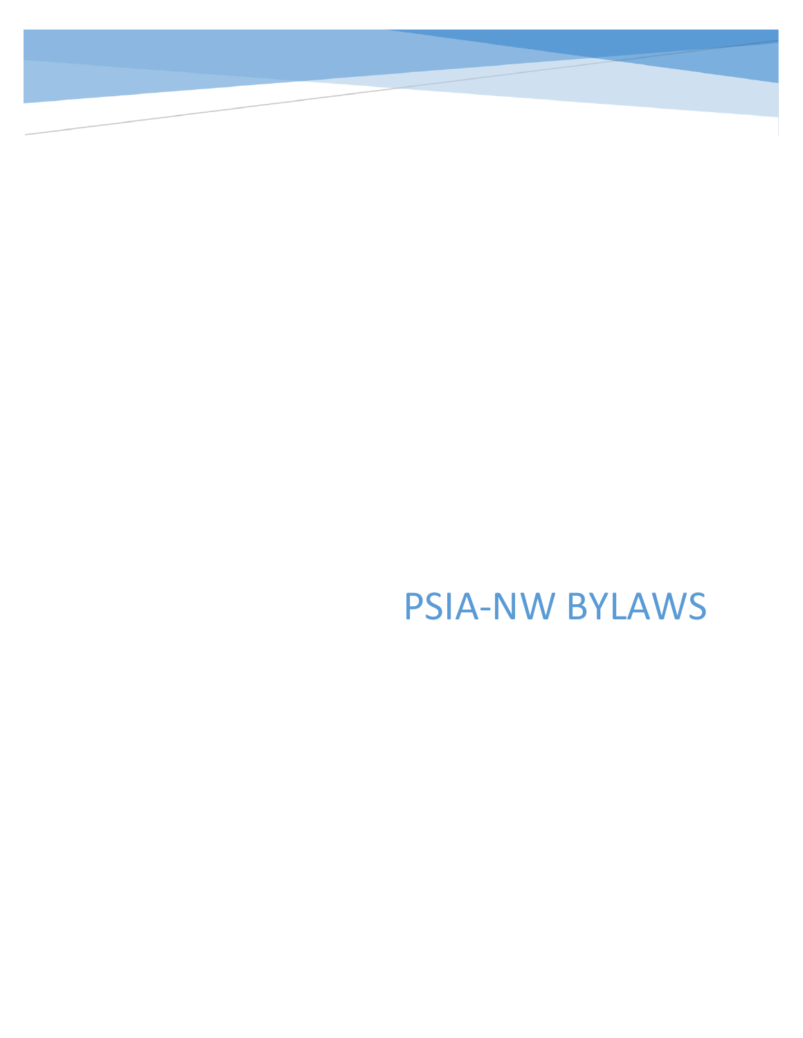# PSIA-NW BYLAWS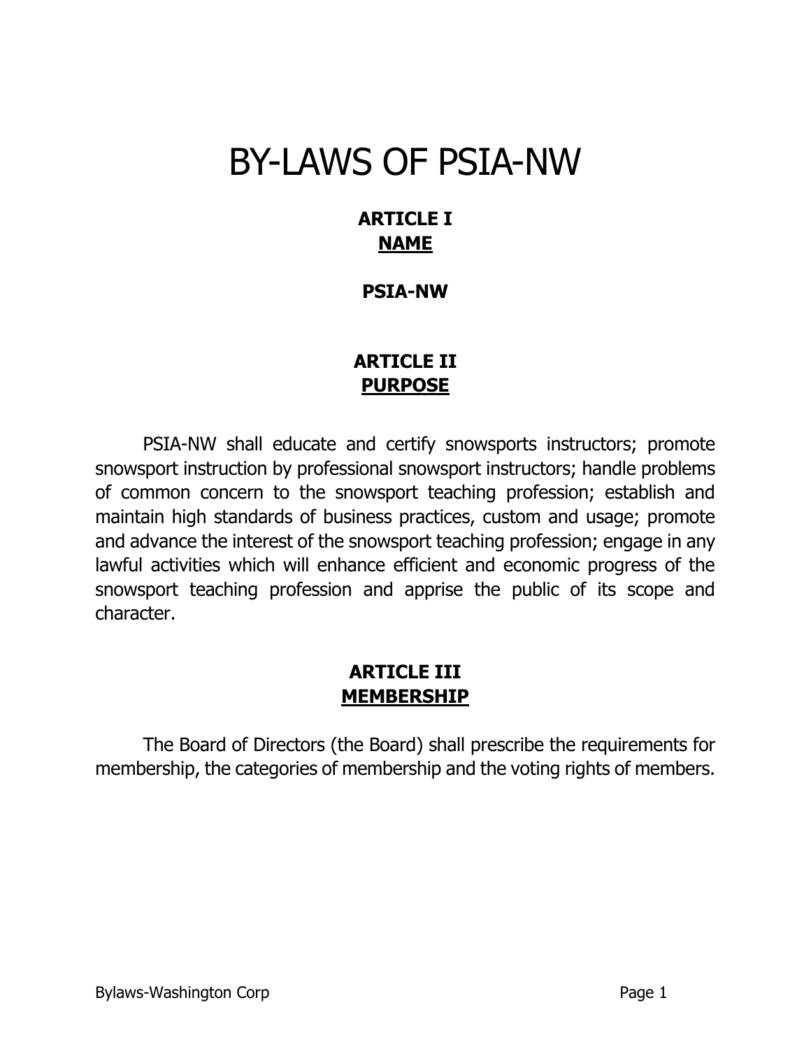# BY-LAWS OF PSIA-NW

## ARTICLE I
## NAME

**PSIA-NW**

## ARTICLE II
## PURPOSE

PSIA-NW shall educate and certify snowsports instructors; promote snowsport instruction by professional snowsport instructors; handle problems of common concern to the snowsport teaching profession; establish and maintain high standards of business practices, custom and usage; promote and advance the interest of the snowsport teaching profession; engage in any lawful activities which will enhance efficient and economic progress of the snowsport teaching profession and apprise the public of its scope and character.

## ARTICLE III
## MEMBERSHIP

The Board of Directors (the Board) shall prescribe the requirements for membership, the categories of membership and the voting rights of members.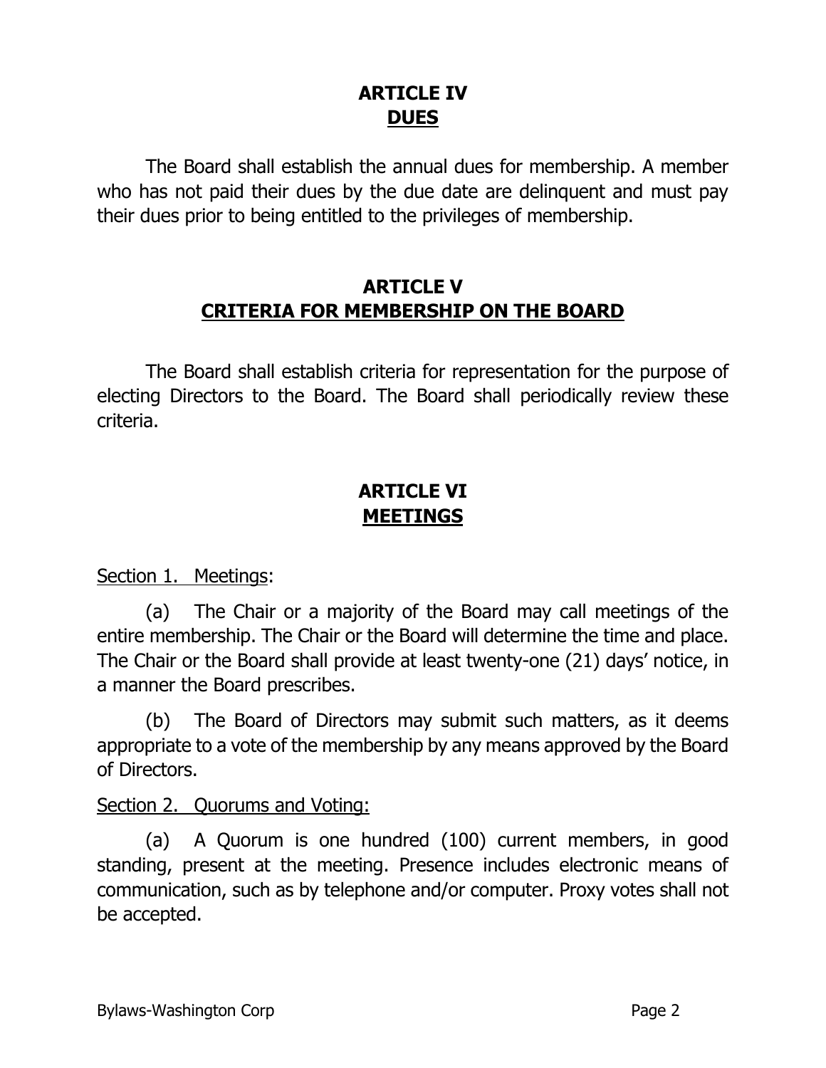## ARTICLE IV
## DUES

The Board shall establish the annual dues for membership. A member who has not paid their dues by the due date are delinquent and must pay their dues prior to being entitled to the privileges of membership.

## ARTICLE V
## CRITERIA FOR MEMBERSHIP ON THE BOARD

The Board shall establish criteria for representation for the purpose of electing Directors to the Board. The Board shall periodically review these criteria.

## ARTICLE VI
## MEETINGS

Section 1. Meetings:

(a) The Chair or a majority of the Board may call meetings of the entire membership. The Chair or the Board will determine the time and place. The Chair or the Board shall provide at least twenty-one (21) days' notice, in a manner the Board prescribes.

(b) The Board of Directors may submit such matters, as it deems appropriate to a vote of the membership by any means approved by the Board of Directors.

Section 2. Quorums and Voting:

(a) A Quorum is one hundred (100) current members, in good standing, present at the meeting. Presence includes electronic means of communication, such as by telephone and/or computer. Proxy votes shall not be accepted.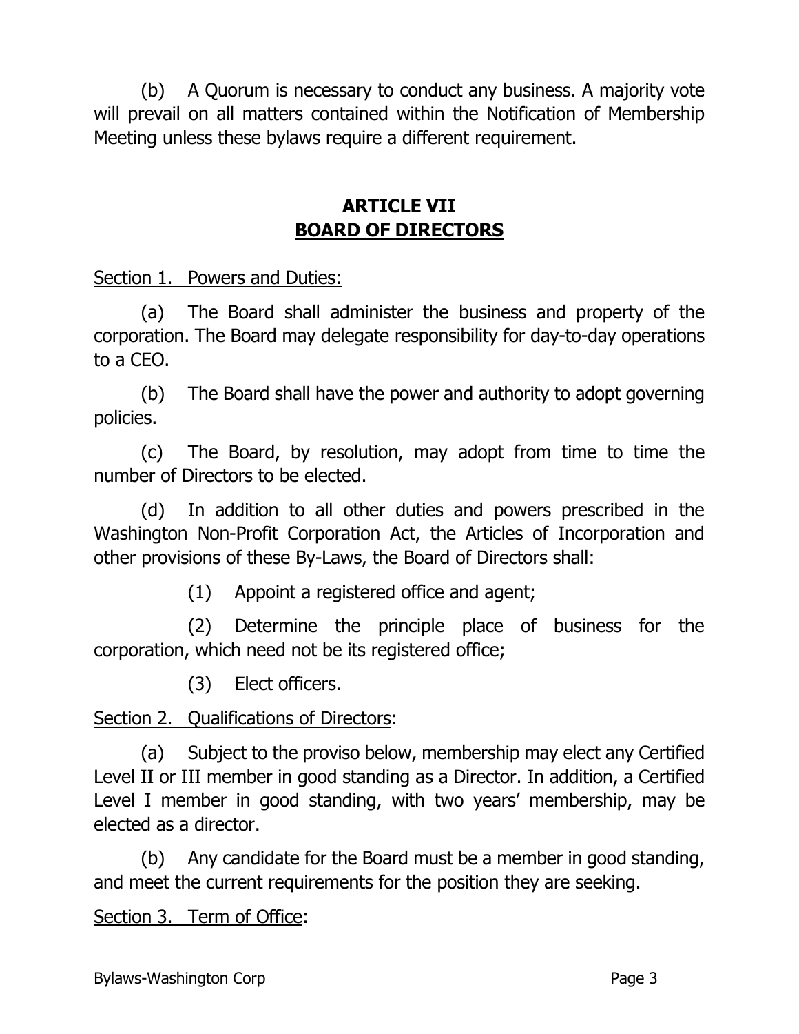(b) A Quorum is necessary to conduct any business. A majority vote will prevail on all matters contained within the Notification of Membership Meeting unless these bylaws require a different requirement.

## ARTICLE VII
## BOARD OF DIRECTORS

Section 1. Powers and Duties:

(a) The Board shall administer the business and property of the corporation. The Board may delegate responsibility for day-to-day operations to a CEO.

(b) The Board shall have the power and authority to adopt governing policies.

(c) The Board, by resolution, may adopt from time to time the number of Directors to be elected.

(d) In addition to all other duties and powers prescribed in the Washington Non-Profit Corporation Act, the Articles of Incorporation and other provisions of these By-Laws, the Board of Directors shall:

(1) Appoint a registered office and agent;

(2) Determine the principle place of business for the corporation, which need not be its registered office;

(3) Elect officers.

Section 2. Qualifications of Directors:

(a) Subject to the proviso below, membership may elect any Certified Level II or III member in good standing as a Director. In addition, a Certified Level I member in good standing, with two years' membership, may be elected as a director.

(b) Any candidate for the Board must be a member in good standing, and meet the current requirements for the position they are seeking.

Section 3. Term of Office: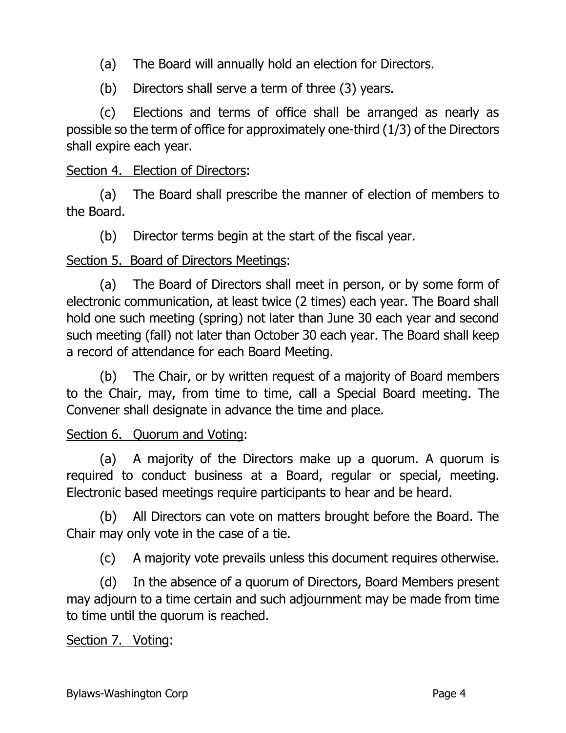(a) The Board will annually hold an election for Directors.

(b) Directors shall serve a term of three (3) years.

(c) Elections and terms of office shall be arranged as nearly as possible so the term of office for approximately one-third (1/3) of the Directors shall expire each year.

<u>Section 4. Election of Directors</u>:

(a) The Board shall prescribe the manner of election of members to the Board.

(b) Director terms begin at the start of the fiscal year.

<u>Section 5. Board of Directors Meetings</u>:

(a) The Board of Directors shall meet in person, or by some form of electronic communication, at least twice (2 times) each year. The Board shall hold one such meeting (spring) not later than June 30 each year and second such meeting (fall) not later than October 30 each year. The Board shall keep a record of attendance for each Board Meeting.

(b) The Chair, or by written request of a majority of Board members to the Chair, may, from time to time, call a Special Board meeting. The Convener shall designate in advance the time and place.

<u>Section 6. Quorum and Voting</u>:

(a) A majority of the Directors make up a quorum. A quorum is required to conduct business at a Board, regular or special, meeting. Electronic based meetings require participants to hear and be heard.

(b) All Directors can vote on matters brought before the Board. The Chair may only vote in the case of a tie.

(c) A majority vote prevails unless this document requires otherwise.

(d) In the absence of a quorum of Directors, Board Members present may adjourn to a time certain and such adjournment may be made from time to time until the quorum is reached.

<u>Section 7. Voting</u>: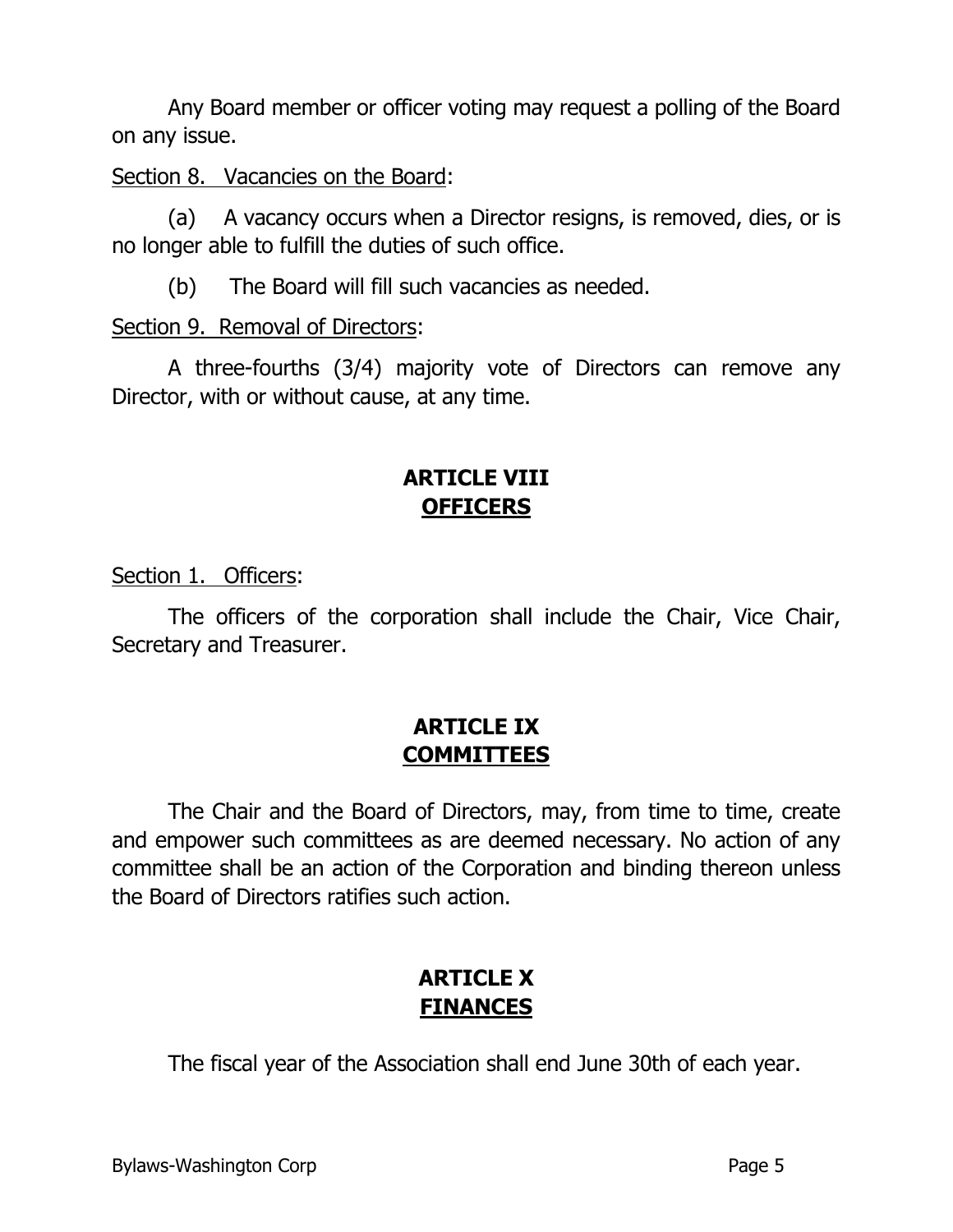Any Board member or officer voting may request a polling of the Board on any issue.

<u>Section 8. Vacancies on the Board</u>:

(a) A vacancy occurs when a Director resigns, is removed, dies, or is no longer able to fulfill the duties of such office.

(b) The Board will fill such vacancies as needed.

<u>Section 9. Removal of Directors</u>:

A three-fourths (3/4) majority vote of Directors can remove any Director, with or without cause, at any time.

## ARTICLE VIII
## OFFICERS

<u>Section 1. Officers</u>:

The officers of the corporation shall include the Chair, Vice Chair, Secretary and Treasurer.

## ARTICLE IX
## COMMITTEES

The Chair and the Board of Directors, may, from time to time, create and empower such committees as are deemed necessary. No action of any committee shall be an action of the Corporation and binding thereon unless the Board of Directors ratifies such action.

## ARTICLE X
## FINANCES

The fiscal year of the Association shall end June 30th of each year.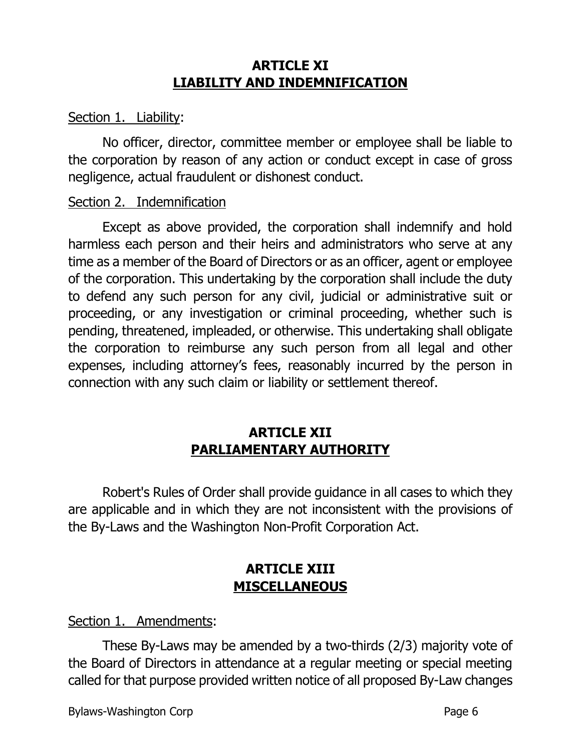## ARTICLE XI
## LIABILITY AND INDEMNIFICATION

Section 1. Liability:

No officer, director, committee member or employee shall be liable to the corporation by reason of any action or conduct except in case of gross negligence, actual fraudulent or dishonest conduct.

Section 2. Indemnification

Except as above provided, the corporation shall indemnify and hold harmless each person and their heirs and administrators who serve at any time as a member of the Board of Directors or as an officer, agent or employee of the corporation. This undertaking by the corporation shall include the duty to defend any such person for any civil, judicial or administrative suit or proceeding, or any investigation or criminal proceeding, whether such is pending, threatened, impleaded, or otherwise. This undertaking shall obligate the corporation to reimburse any such person from all legal and other expenses, including attorney's fees, reasonably incurred by the person in connection with any such claim or liability or settlement thereof.

## ARTICLE XII
## PARLIAMENTARY AUTHORITY

Robert's Rules of Order shall provide guidance in all cases to which they are applicable and in which they are not inconsistent with the provisions of the By-Laws and the Washington Non-Profit Corporation Act.

## ARTICLE XIII
## MISCELLANEOUS

Section 1. Amendments:

These By-Laws may be amended by a two-thirds (2/3) majority vote of the Board of Directors in attendance at a regular meeting or special meeting called for that purpose provided written notice of all proposed By-Law changes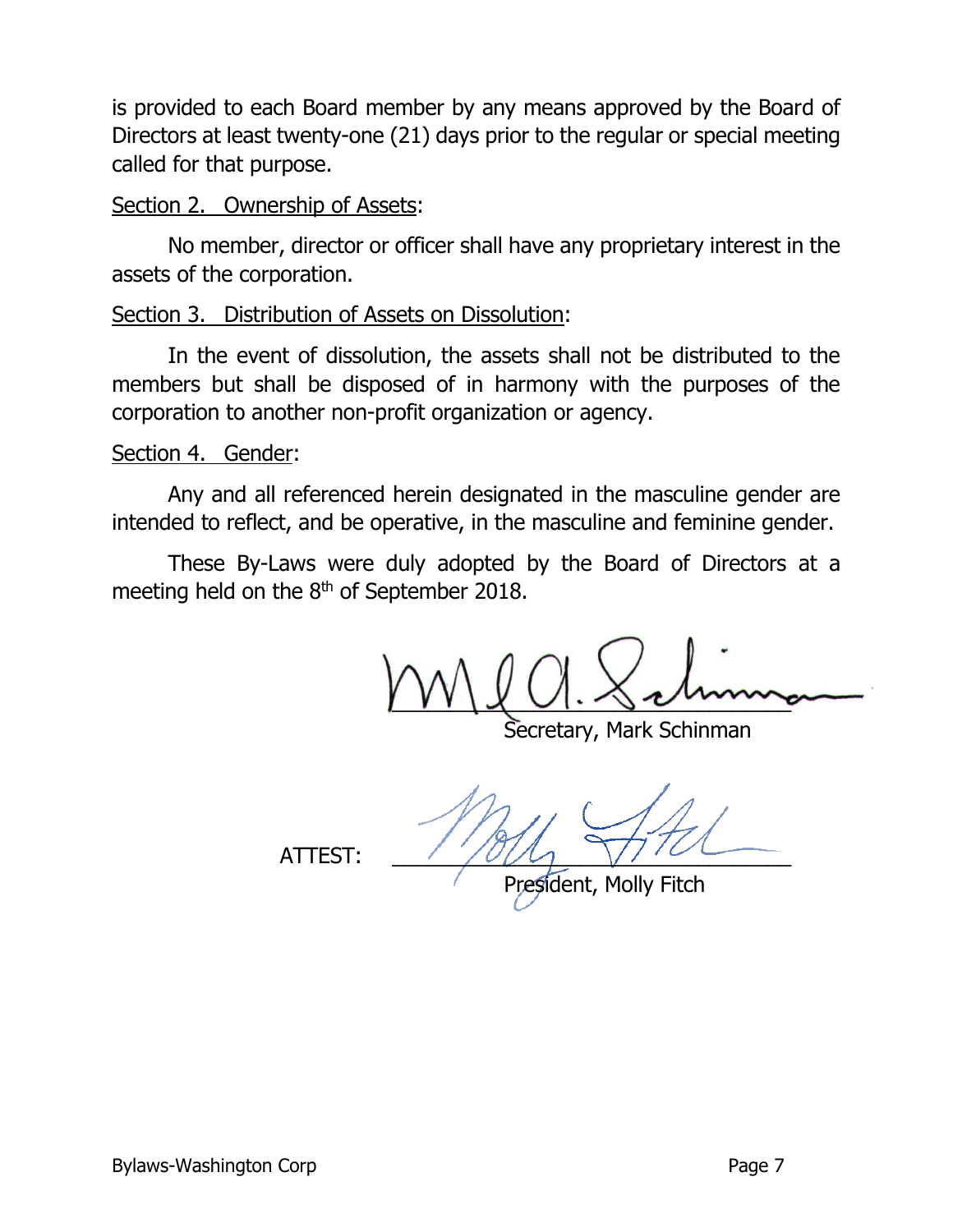is provided to each Board member by any means approved by the Board of Directors at least twenty-one (21) days prior to the regular or special meeting called for that purpose.

Section 2. Ownership of Assets:

No member, director or officer shall have any proprietary interest in the assets of the corporation.

Section 3. Distribution of Assets on Dissolution:

In the event of dissolution, the assets shall not be distributed to the members but shall be disposed of in harmony with the purposes of the corporation to another non-profit organization or agency.

Section 4. Gender:

Any and all referenced herein designated in the masculine gender are intended to reflect, and be operative, in the masculine and feminine gender.

These By-Laws were duly adopted by the Board of Directors at a meeting held on the 8th of September 2018.

Secretary, Mark Schinman

ATTEST:

President, Molly Fitch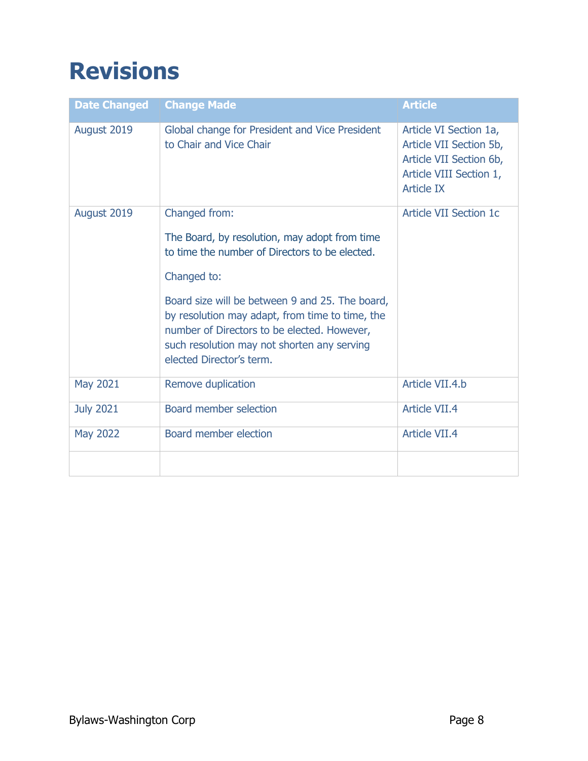# Revisions

| Date Changed | Change Made | Article |
|---|---|---|
| August 2019 | Global change for President and Vice President to Chair and Vice Chair | Article VI Section 1a, Article VII Section 5b, Article VII Section 6b, Article VIII Section 1, Article IX |
| August 2019 | Changed from:<br><br>The Board, by resolution, may adopt from time to time the number of Directors to be elected.<br><br>Changed to:<br><br>Board size will be between 9 and 25. The board, by resolution may adapt, from time to time, the number of Directors to be elected. However, such resolution may not shorten any serving elected Director's term. | Article VII Section 1c |
| May 2021 | Remove duplication | Article VII.4.b |
| July 2021 | Board member selection | Article VII.4 |
| May 2022 | Board member election | Article VII.4 |
| | | |